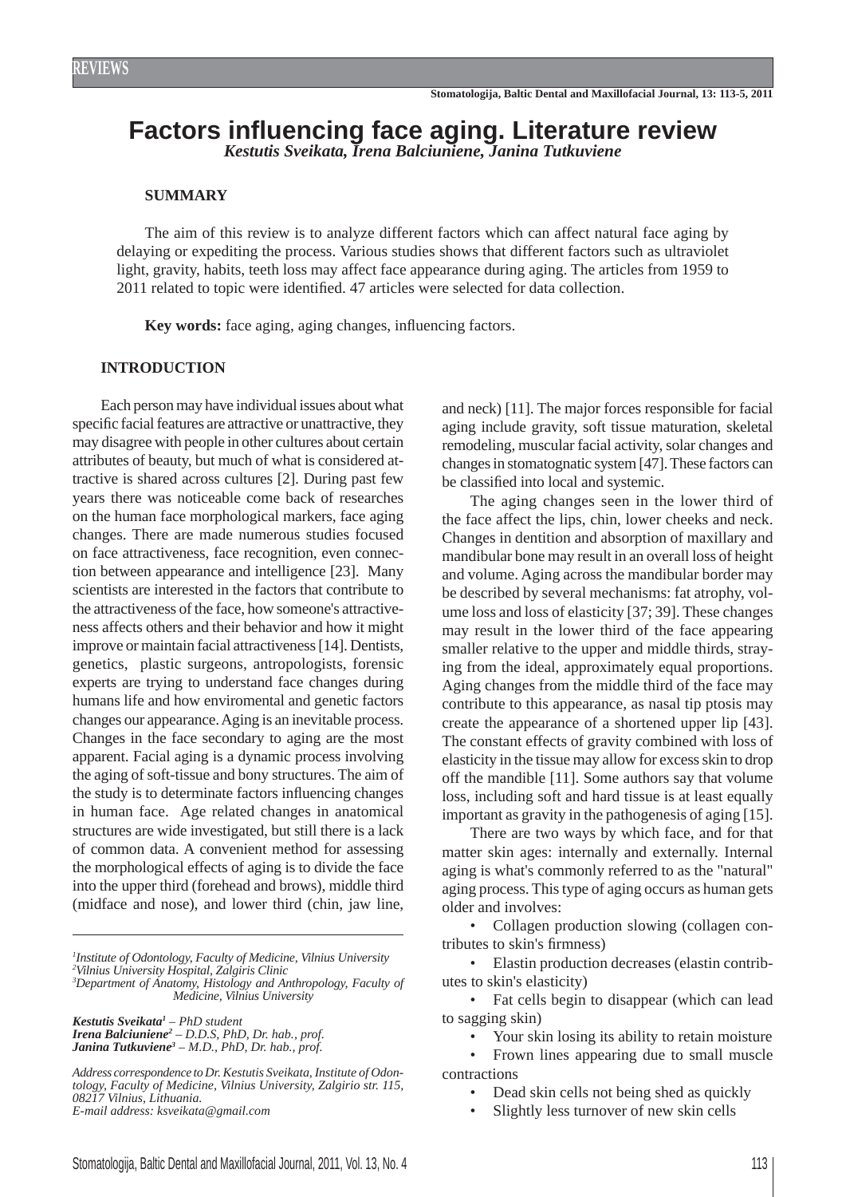REVIEWS

# Factors influencing face aging. Literature review

***Kestutis Sveikata, Irena Balciuniene, Janina Tutkuviene***

## SUMMARY

The aim of this review is to analyze different factors which can affect natural face aging by delaying or expediting the process. Various studies shows that different factors such as ultraviolet light, gravity, habits, teeth loss may affect face appearance during aging. The articles from 1959 to 2011 related to topic were identified. 47 articles were selected for data collection.

**Key words:** face aging, aging changes, influencing factors.

## INTRODUCTION

Each person may have individual issues about what specific facial features are attractive or unattractive, they may disagree with people in other cultures about certain attributes of beauty, but much of what is considered attractive is shared across cultures [2]. During past few years there was noticeable come back of researches on the human face morphological markers, face aging changes. There are made numerous studies focused on face attractiveness, face recognition, even connection between appearance and intelligence [23]. Many scientists are interested in the factors that contribute to the attractiveness of the face, how someone's attractiveness affects others and their behavior and how it might improve or maintain facial attractiveness [14]. Dentists, genetics, plastic surgeons, antropologists, forensic experts are trying to understand face changes during humans life and how enviromental and genetic factors changes our appearance. Aging is an inevitable process. Changes in the face secondary to aging are the most apparent. Facial aging is a dynamic process involving the aging of soft-tissue and bony structures. The aim of the study is to determinate factors influencing changes in human face. Age related changes in anatomical structures are wide investigated, but still there is a lack of common data. A convenient method for assessing the morphological effects of aging is to divide the face into the upper third (forehead and brows), middle third (midface and nose), and lower third (chin, jaw line, and neck) [11]. The major forces responsible for facial aging include gravity, soft tissue maturation, skeletal remodeling, muscular facial activity, solar changes and changes in stomatognatic system [47]. These factors can be classified into local and systemic.

The aging changes seen in the lower third of the face affect the lips, chin, lower cheeks and neck. Changes in dentition and absorption of maxillary and mandibular bone may result in an overall loss of height and volume. Aging across the mandibular border may be described by several mechanisms: fat atrophy, volume loss and loss of elasticity [37; 39]. These changes may result in the lower third of the face appearing smaller relative to the upper and middle thirds, straying from the ideal, approximately equal proportions. Aging changes from the middle third of the face may contribute to this appearance, as nasal tip ptosis may create the appearance of a shortened upper lip [43]. The constant effects of gravity combined with loss of elasticity in the tissue may allow for excess skin to drop off the mandible [11]. Some authors say that volume loss, including soft and hard tissue is at least equally important as gravity in the pathogenesis of aging [15].

There are two ways by which face, and for that matter skin ages: internally and externally. Internal aging is what's commonly referred to as the "natural" aging process. This type of aging occurs as human gets older and involves:

- Collagen production slowing (collagen contributes to skin's firmness)
- Elastin production decreases (elastin contributes to skin's elasticity)
- Fat cells begin to disappear (which can lead to sagging skin)
- Your skin losing its ability to retain moisture
- Frown lines appearing due to small muscle contractions
- Dead skin cells not being shed as quickly
- Slightly less turnover of new skin cells

---

[1]*Institute of Odontology, Faculty of Medicine, Vilnius University*
[2]*Vilnius University Hospital, Zalgiris Clinic*
[3]*Department of Anatomy, Histology and Anthropology, Faculty of Medicine, Vilnius University*

***Kestutis Sveikata[1]** – PhD student*
***Irena Balciuniene[2]** – D.D.S, PhD, Dr. hab., prof.*
***Janina Tutkuviene[3]** – M.D., PhD, Dr. hab., prof.*

*Address correspondence to Dr. Kestutis Sveikata, Institute of Odontology, Faculty of Medicine, Vilnius University, Zalgirio str. 115, 08217 Vilnius, Lithuania.*
*E-mail address: ksveikata@gmail.com*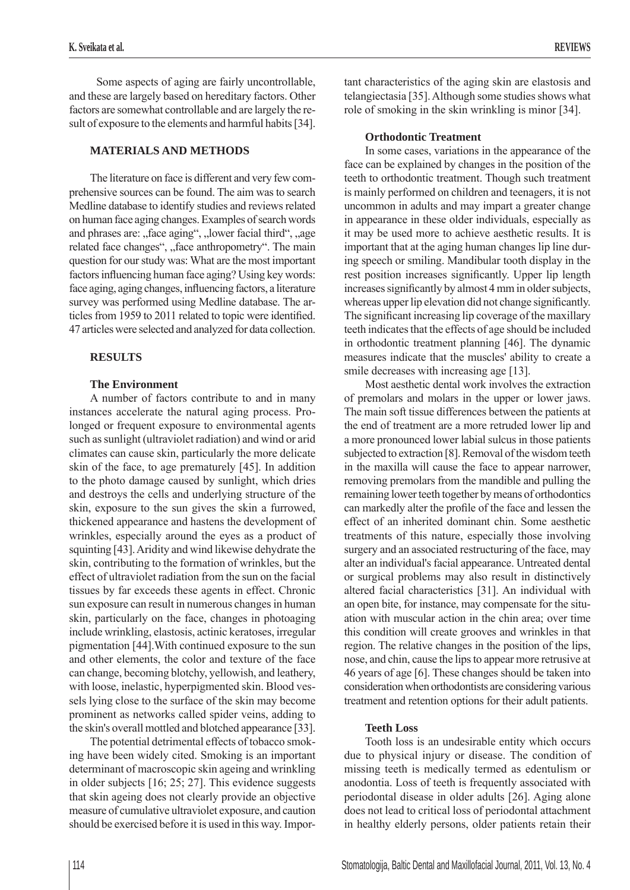Some aspects of aging are fairly uncontrollable, and these are largely based on hereditary factors. Other factors are somewhat controllable and are largely the result of exposure to the elements and harmful habits [34].

## MATERIALS AND METHODS

The literature on face is different and very few comprehensive sources can be found. The aim was to search Medline database to identify studies and reviews related on human face aging changes. Examples of search words and phrases are: „face aging", „lower facial third", „age related face changes", „face anthropometry". The main question for our study was: What are the most important factors influencing human face aging? Using key words: face aging, aging changes, influencing factors, a literature survey was performed using Medline database. The articles from 1959 to 2011 related to topic were identified. 47 articles were selected and analyzed for data collection.

## RESULTS

### The Environment

A number of factors contribute to and in many instances accelerate the natural aging process. Prolonged or frequent exposure to environmental agents such as sunlight (ultraviolet radiation) and wind or arid climates can cause skin, particularly the more delicate skin of the face, to age prematurely [45]. In addition to the photo damage caused by sunlight, which dries and destroys the cells and underlying structure of the skin, exposure to the sun gives the skin a furrowed, thickened appearance and hastens the development of wrinkles, especially around the eyes as a product of squinting [43]. Aridity and wind likewise dehydrate the skin, contributing to the formation of wrinkles, but the effect of ultraviolet radiation from the sun on the facial tissues by far exceeds these agents in effect. Chronic sun exposure can result in numerous changes in human skin, particularly on the face, changes in photoaging include wrinkling, elastosis, actinic keratoses, irregular pigmentation [44].With continued exposure to the sun and other elements, the color and texture of the face can change, becoming blotchy, yellowish, and leathery, with loose, inelastic, hyperpigmented skin. Blood vessels lying close to the surface of the skin may become prominent as networks called spider veins, adding to the skin's overall mottled and blotched appearance [33].

The potential detrimental effects of tobacco smoking have been widely cited. Smoking is an important determinant of macroscopic skin ageing and wrinkling in older subjects [16; 25; 27]. This evidence suggests that skin ageing does not clearly provide an objective measure of cumulative ultraviolet exposure, and caution should be exercised before it is used in this way. Important characteristics of the aging skin are elastosis and telangiectasia [35]. Although some studies shows what role of smoking in the skin wrinkling is minor [34].

### Orthodontic Treatment

In some cases, variations in the appearance of the face can be explained by changes in the position of the teeth to orthodontic treatment. Though such treatment is mainly performed on children and teenagers, it is not uncommon in adults and may impart a greater change in appearance in these older individuals, especially as it may be used more to achieve aesthetic results. It is important that at the aging human changes lip line during speech or smiling. Mandibular tooth display in the rest position increases significantly. Upper lip length increases significantly by almost 4 mm in older subjects, whereas upper lip elevation did not change significantly. The significant increasing lip coverage of the maxillary teeth indicates that the effects of age should be included in orthodontic treatment planning [46]. The dynamic measures indicate that the muscles' ability to create a smile decreases with increasing age [13].

Most aesthetic dental work involves the extraction of premolars and molars in the upper or lower jaws. The main soft tissue differences between the patients at the end of treatment are a more retruded lower lip and a more pronounced lower labial sulcus in those patients subjected to extraction [8]. Removal of the wisdom teeth in the maxilla will cause the face to appear narrower, removing premolars from the mandible and pulling the remaining lower teeth together by means of orthodontics can markedly alter the profile of the face and lessen the effect of an inherited dominant chin. Some aesthetic treatments of this nature, especially those involving surgery and an associated restructuring of the face, may alter an individual's facial appearance. Untreated dental or surgical problems may also result in distinctively altered facial characteristics [31]. An individual with an open bite, for instance, may compensate for the situation with muscular action in the chin area; over time this condition will create grooves and wrinkles in that region. The relative changes in the position of the lips, nose, and chin, cause the lips to appear more retrusive at 46 years of age [6]. These changes should be taken into consideration when orthodontists are considering various treatment and retention options for their adult patients.

### Teeth Loss

Tooth loss is an undesirable entity which occurs due to physical injury or disease. The condition of missing teeth is medically termed as edentulism or anodontia. Loss of teeth is frequently associated with periodontal disease in older adults [26]. Aging alone does not lead to critical loss of periodontal attachment in healthy elderly persons, older patients retain their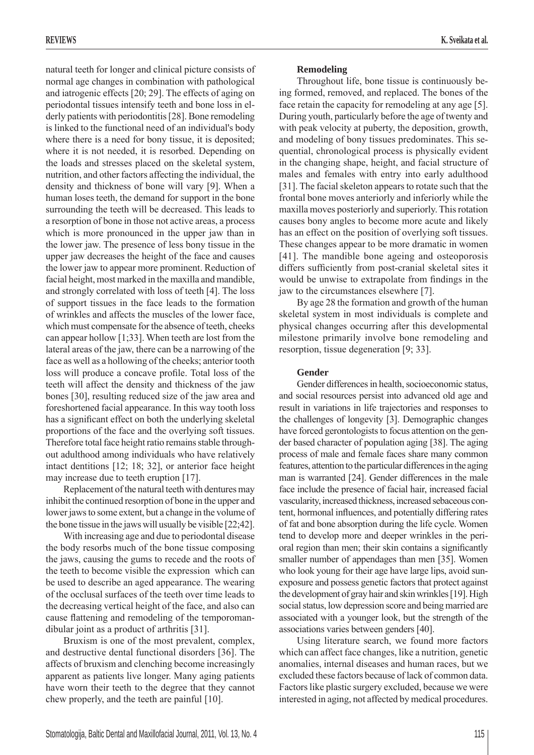natural teeth for longer and clinical picture consists of normal age changes in combination with pathological and iatrogenic effects [20; 29]. The effects of aging on periodontal tissues intensify teeth and bone loss in elderly patients with periodontitis [28]. Bone remodeling is linked to the functional need of an individual's body where there is a need for bony tissue, it is deposited; where it is not needed, it is resorbed. Depending on the loads and stresses placed on the skeletal system, nutrition, and other factors affecting the individual, the density and thickness of bone will vary [9]. When a human loses teeth, the demand for support in the bone surrounding the teeth will be decreased. This leads to a resorption of bone in those not active areas, a process which is more pronounced in the upper jaw than in the lower jaw. The presence of less bony tissue in the upper jaw decreases the height of the face and causes the lower jaw to appear more prominent. Reduction of facial height, most marked in the maxilla and mandible, and strongly correlated with loss of teeth [4]. The loss of support tissues in the face leads to the formation of wrinkles and affects the muscles of the lower face, which must compensate for the absence of teeth, cheeks can appear hollow [1;33]. When teeth are lost from the lateral areas of the jaw, there can be a narrowing of the face as well as a hollowing of the cheeks; anterior tooth loss will produce a concave profile. Total loss of the teeth will affect the density and thickness of the jaw bones [30], resulting reduced size of the jaw area and foreshortened facial appearance. In this way tooth loss has a significant effect on both the underlying skeletal proportions of the face and the overlying soft tissues. Therefore total face height ratio remains stable throughout adulthood among individuals who have relatively intact dentitions [12; 18; 32], or anterior face height may increase due to teeth eruption [17].

Replacement of the natural teeth with dentures may inhibit the continued resorption of bone in the upper and lower jaws to some extent, but a change in the volume of the bone tissue in the jaws will usually be visible [22;42].

With increasing age and due to periodontal disease the body resorbs much of the bone tissue composing the jaws, causing the gums to recede and the roots of the teeth to become visible the expression which can be used to describe an aged appearance. The wearing of the occlusal surfaces of the teeth over time leads to the decreasing vertical height of the face, and also can cause flattening and remodeling of the temporomandibular joint as a product of arthritis [31].

Bruxism is one of the most prevalent, complex, and destructive dental functional disorders [36]. The affects of bruxism and clenching become increasingly apparent as patients live longer. Many aging patients have worn their teeth to the degree that they cannot chew properly, and the teeth are painful [10].

**Remodeling**

Throughout life, bone tissue is continuously being formed, removed, and replaced. The bones of the face retain the capacity for remodeling at any age [5]. During youth, particularly before the age of twenty and with peak velocity at puberty, the deposition, growth, and modeling of bony tissues predominates. This sequential, chronological process is physically evident in the changing shape, height, and facial structure of males and females with entry into early adulthood [31]. The facial skeleton appears to rotate such that the frontal bone moves anteriorly and inferiorly while the maxilla moves posteriorly and superiorly. This rotation causes bony angles to become more acute and likely has an effect on the position of overlying soft tissues. These changes appear to be more dramatic in women [41]. The mandible bone ageing and osteoporosis differs sufficiently from post-cranial skeletal sites it would be unwise to extrapolate from findings in the jaw to the circumstances elsewhere [7].

By age 28 the formation and growth of the human skeletal system in most individuals is complete and physical changes occurring after this developmental milestone primarily involve bone remodeling and resorption, tissue degeneration [9; 33].

**Gender**

Gender differences in health, socioeconomic status, and social resources persist into advanced old age and result in variations in life trajectories and responses to the challenges of longevity [3]. Demographic changes have forced gerontologists to focus attention on the gender based character of population aging [38]. The aging process of male and female faces share many common features, attention to the particular differences in the aging man is warranted [24]. Gender differences in the male face include the presence of facial hair, increased facial vascularity, increased thickness, increased sebaceous content, hormonal influences, and potentially differing rates of fat and bone absorption during the life cycle. Women tend to develop more and deeper wrinkles in the perioral region than men; their skin contains a significantly smaller number of appendages than men [35]. Women who look young for their age have large lips, avoid sun-exposure and possess genetic factors that protect against the development of gray hair and skin wrinkles [19]. High social status, low depression score and being married are associated with a younger look, but the strength of the associations varies between genders [40].

Using literature search, we found more factors which can affect face changes, like a nutrition, genetic anomalies, internal diseases and human races, but we excluded these factors because of lack of common data. Factors like plastic surgery excluded, because we were interested in aging, not affected by medical procedures.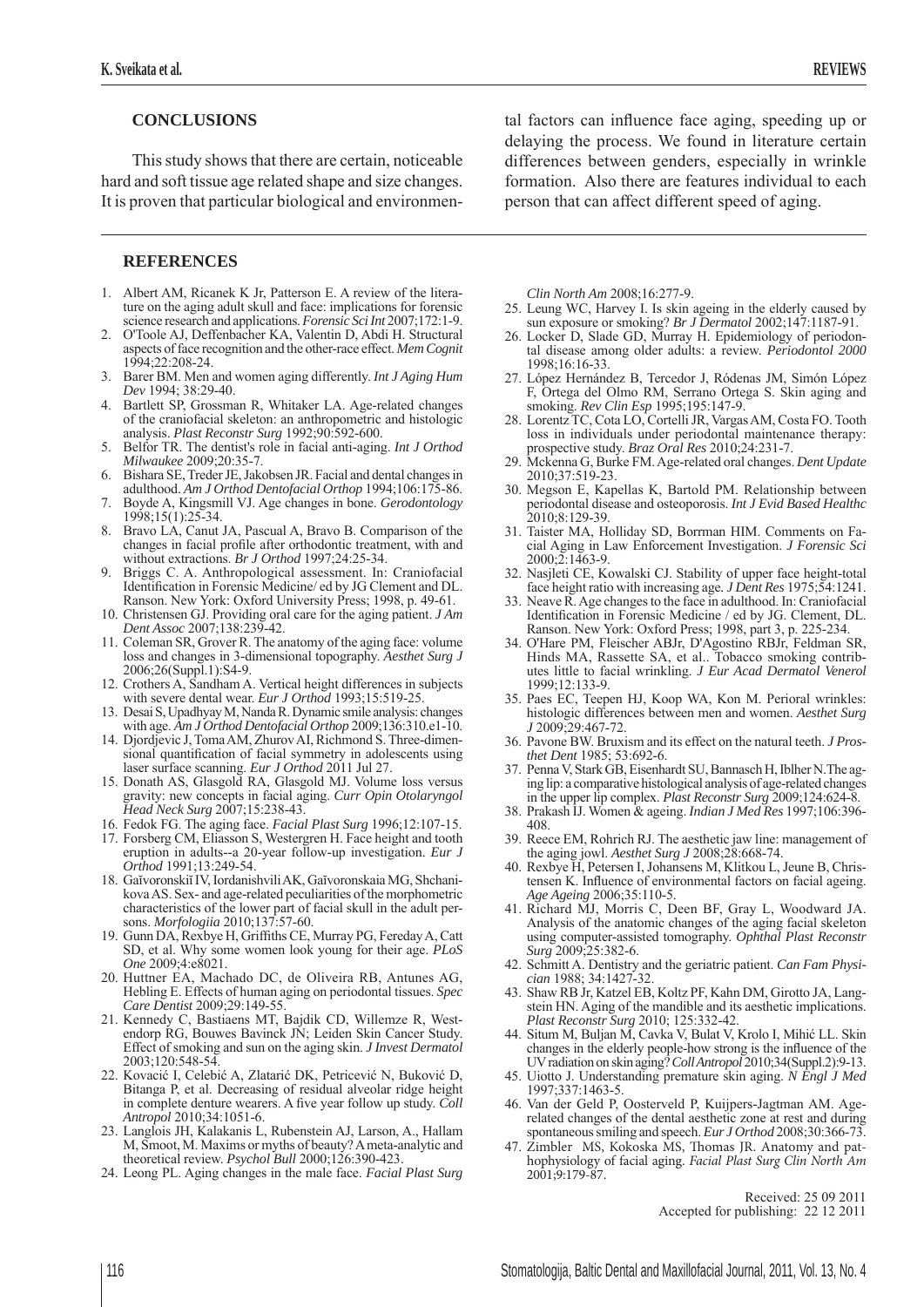## CONCLUSIONS

This study shows that there are certain, noticeable hard and soft tissue age related shape and size changes. It is proven that particular biological and environmental factors can influence face aging, speeding up or delaying the process. We found in literature certain differences between genders, especially in wrinkle formation. Also there are features individual to each person that can affect different speed of aging.

## REFERENCES

1. Albert AM, Ricanek K Jr, Patterson E. A review of the literature on the aging adult skull and face: implications for forensic science research and applications. *Forensic Sci Int* 2007;172:1-9.
2. O'Toole AJ, Deffenbacher KA, Valentin D, Abdi H. Structural aspects of face recognition and the other-race effect. *Mem Cognit* 1994;22:208-24.
3. Barer BM. Men and women aging differently. *Int J Aging Hum Dev* 1994; 38:29-40.
4. Bartlett SP, Grossman R, Whitaker LA. Age-related changes of the craniofacial skeleton: an anthropometric and histologic analysis. *Plast Reconstr Surg* 1992;90:592-600.
5. Belfor TR. The dentist's role in facial anti-aging. *Int J Orthod Milwaukee* 2009;20:35-7.
6. Bishara SE, Treder JE, Jakobsen JR. Facial and dental changes in adulthood. *Am J Orthod Dentofacial Orthop* 1994;106:175-86.
7. Boyde A, Kingsmill VJ. Age changes in bone. *Gerodontology* 1998;15(1):25-34.
8. Bravo LA, Canut JA, Pascual A, Bravo B. Comparison of the changes in facial profile after orthodontic treatment, with and without extractions. *Br J Orthod* 1997;24:25-34.
9. Briggs C. A. Anthropological assessment. In: Craniofacial Identification in Forensic Medicine/ ed by JG Clement and DL. Ranson. New York: Oxford University Press; 1998, p. 49-61.
10. Christensen GJ. Providing oral care for the aging patient. *J Am Dent Assoc* 2007;138:239-42.
11. Coleman SR, Grover R. The anatomy of the aging face: volume loss and changes in 3-dimensional topography. *Aesthet Surg J* 2006;26(Suppl.1):S4-9.
12. Crothers A, Sandham A. Vertical height differences in subjects with severe dental wear. *Eur J Orthod* 1993;15:519-25.
13. Desai S, Upadhyay M, Nanda R. Dynamic smile analysis: changes with age. *Am J Orthod Dentofacial Orthop* 2009;136:310.e1-10.
14. Djordjevic J, Toma AM, Zhurov AI, Richmond S. Three-dimensional quantification of facial symmetry in adolescents using laser surface scanning. *Eur J Orthod* 2011 Jul 27.
15. Donath AS, Glasgold RA, Glasgold MJ. Volume loss versus gravity: new concepts in facial aging. *Curr Opin Otolaryngol Head Neck Surg* 2007;15:238-43.
16. Fedok FG. The aging face. *Facial Plast Surg* 1996;12:107-15.
17. Forsberg CM, Eliasson S, Westergren H. Face height and tooth eruption in adults--a 20-year follow-up investigation. *Eur J Orthod* 1991;13:249-54.
18. Gaĭvoronskiĭ IV, Iordanishvili AK, Gaĭvoronskaia MG, Shchanikova AS. Sex- and age-related peculiarities of the morphometric characteristics of the lower part of facial skull in the adult persons. *Morfologiia* 2010;137:57-60.
19. Gunn DA, Rexbye H, Griffiths CE, Murray PG, Fereday A, Catt SD, et al. Why some women look young for their age. *PLoS One* 2009;4:e8021.
20. Huttner EA, Machado DC, de Oliveira RB, Antunes AG, Hebling E. Effects of human aging on periodontal tissues. *Spec Care Dentist* 2009;29:149-55.
21. Kennedy C, Bastiaens MT, Bajdik CD, Willemze R, Westendorp RG, Bouwes Bavinck JN; Leiden Skin Cancer Study. Effect of smoking and sun on the aging skin. *J Invest Dermatol* 2003;120:548-54.
22. Kovacić I, Celebić A, Zlatarić DK, Petricević N, Buković D, Bitanga P, et al. Decreasing of residual alveolar ridge height in complete denture wearers. A five year follow up study. *Coll Antropol* 2010;34:1051-6.
23. Langlois JH, Kalakanis L, Rubenstein AJ, Larson, A., Hallam M, Smoot, M. Maxims or myths of beauty? A meta-analytic and theoretical review. *Psychol Bull* 2000;126:390-423.
24. Leong PL. Aging changes in the male face. *Facial Plast Surg Clin North Am* 2008;16:277-9.
25. Leung WC, Harvey I. Is skin ageing in the elderly caused by sun exposure or smoking? *Br J Dermatol* 2002;147:1187-91.
26. Locker D, Slade GD, Murray H. Epidemiology of periodontal disease among older adults: a review. *Periodontol 2000* 1998;16:16-33.
27. López Hernández B, Tercedor J, Ródenas JM, Simón López F, Ortega del Olmo RM, Serrano Ortega S. Skin aging and smoking. *Rev Clin Esp* 1995;195:147-9.
28. Lorentz TC, Cota LO, Cortelli JR, Vargas AM, Costa FO. Tooth loss in individuals under periodontal maintenance therapy: prospective study. *Braz Oral Res* 2010;24:231-7.
29. Mckenna G, Burke FM. Age-related oral changes. *Dent Update* 2010;37:519-23.
30. Megson E, Kapellas K, Bartold PM. Relationship between periodontal disease and osteoporosis. *Int J Evid Based Healthc* 2010;8:129-39.
31. Taister MA, Holliday SD, Borrman HIM. Comments on Facial Aging in Law Enforcement Investigation. *J Forensic Sci* 2000;2:1463-9.
32. Nasjleti CE, Kowalski CJ. Stability of upper face height-total face height ratio with increasing age. *J Dent Res* 1975;54:1241.
33. Neave R. Age changes to the face in adulthood. In: Craniofacial Identification in Forensic Medicine / ed by JG. Clement, DL. Ranson. New York: Oxford Press; 1998, part 3, p. 225-234.
34. O'Hare PM, Fleischer ABJr, D'Agostino RBJr, Feldman SR, Hinds MA, Rassette SA, et al.. Tobacco smoking contributes little to facial wrinkling. *J Eur Acad Dermatol Venerol* 1999;12:133-9.
35. Paes EC, Teepen HJ, Koop WA, Kon M. Perioral wrinkles: histologic differences between men and women. *Aesthet Surg J* 2009;29:467-72.
36. Pavone BW. Bruxism and its effect on the natural teeth. *J Prosthet Dent* 1985; 53:692-6.
37. Penna V, Stark GB, Eisenhardt SU, Bannasch H, Iblher N.The aging lip: a comparative histological analysis of age-related changes in the upper lip complex. *Plast Reconstr Surg* 2009;124:624-8.
38. Prakash IJ. Women & ageing. *Indian J Med Res* 1997;106:396-408.
39. Reece EM, Rohrich RJ. The aesthetic jaw line: management of the aging jowl. *Aesthet Surg J* 2008;28:668-74.
40. Rexbye H, Petersen I, Johansens M, Klitkou L, Jeune B, Christensen K. Influence of environmental factors on facial ageing. *Age Ageing* 2006;35:110-5.
41. Richard MJ, Morris C, Deen BF, Gray L, Woodward JA. Analysis of the anatomic changes of the aging facial skeleton using computer-assisted tomography. *Ophthal Plast Reconstr Surg* 2009;25:382-6.
42. Schmitt A. Dentistry and the geriatric patient. *Can Fam Physician* 1988; 34:1427-32.
43. Shaw RB Jr, Katzel EB, Koltz PF, Kahn DM, Girotto JA, Langstein HN. Aging of the mandible and its aesthetic implications. *Plast Reconstr Surg* 2010; 125:332-42.
44. Situm M, Buljan M, Cavka V, Bulat V, Krolo I, Mihić LL. Skin changes in the elderly people-how strong is the influence of the UV radiation on skin aging? *Coll Antropol* 2010;34(Suppl.2):9-13.
45. Uiotto J. Understanding premature skin aging. *N Engl J Med* 1997;337:1463-5.
46. Van der Geld P, Oosterveld P, Kuijpers-Jagtman AM. Age-related changes of the dental aesthetic zone at rest and during spontaneous smiling and speech. *Eur J Orthod* 2008;30:366-73.
47. Zimbler MS, Kokoska MS, Thomas JR. Anatomy and pathophysiology of facial aging. *Facial Plast Surg Clin North Am* 2001;9:179-87.

Received: 25 09 2011
Accepted for publishing: 22 12 2011